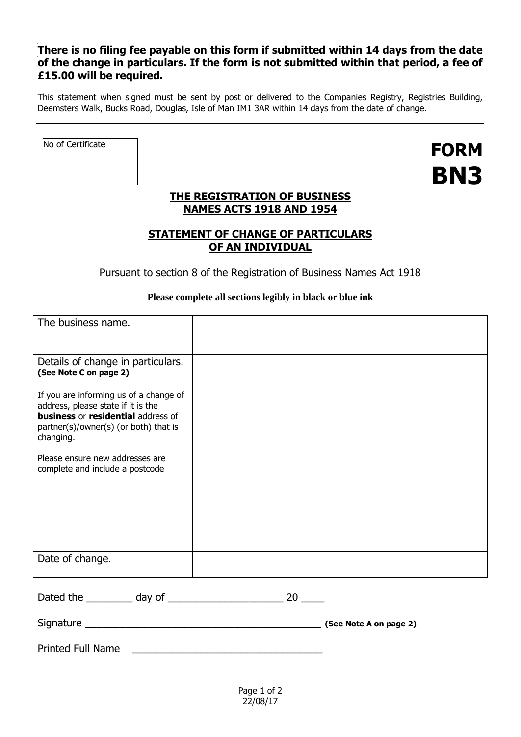**There is no filing fee payable on this form if submitted within 14 days from the date of the change in particulars. If the form is not submitted within that period, a fee of £15.00 will be required.**

This statement when signed must be sent by post or delivered to the Companies Registry, Registries Building, Deemsters Walk, Bucks Road, Douglas, Isle of Man IM1 3AR within 14 days from the date of change.

---

| No of Certificate |
|---|
| |

# FORM BN3

## THE REGISTRATION OF BUSINESS NAMES ACTS 1918 AND 1954

## STATEMENT OF CHANGE OF PARTICULARS OF AN INDIVIDUAL

Pursuant to section 8 of the Registration of Business Names Act 1918

**Please complete all sections legibly in black or blue ink**

| | |
|---|---|
| The business name. | |
| Details of change in particulars. **(See Note C on page 2)**<br><br>If you are informing us of a change of address, please state if it is the **business** or **residential** address of partner(s)/owner(s) (or both) that is changing.<br><br>Please ensure new addresses are complete and include a postcode | |
| Date of change. | |

Dated the ________ day of ____________________ 20 ____

Signature ________________________________________ **(See Note A on page 2)**

Printed Full Name ________________________________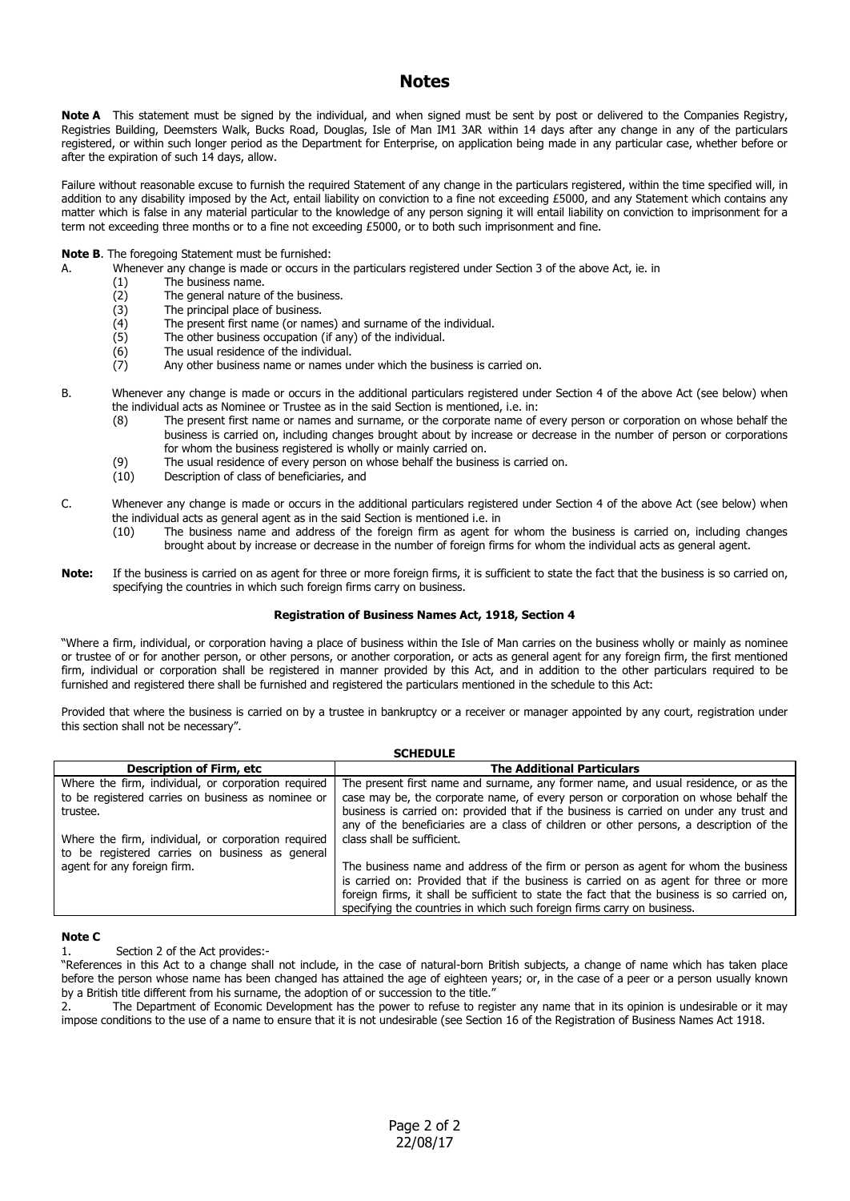# Notes

**Note A** This statement must be signed by the individual, and when signed must be sent by post or delivered to the Companies Registry, Registries Building, Deemsters Walk, Bucks Road, Douglas, Isle of Man IM1 3AR within 14 days after any change in any of the particulars registered, or within such longer period as the Department for Enterprise, on application being made in any particular case, whether before or after the expiration of such 14 days, allow.

Failure without reasonable excuse to furnish the required Statement of any change in the particulars registered, within the time specified will, in addition to any disability imposed by the Act, entail liability on conviction to a fine not exceeding £5000, and any Statement which contains any matter which is false in any material particular to the knowledge of any person signing it will entail liability on conviction to imprisonment for a term not exceeding three months or to a fine not exceeding £5000, or to both such imprisonment and fine.

**Note B**. The foregoing Statement must be furnished:

A. Whenever any change is made or occurs in the particulars registered under Section 3 of the above Act, ie. in
   - (1) The business name.
   - (2) The general nature of the business.
   - (3) The principal place of business.
   - (4) The present first name (or names) and surname of the individual.
   - (5) The other business occupation (if any) of the individual.
   - (6) The usual residence of the individual.
   - (7) Any other business name or names under which the business is carried on.

B. Whenever any change is made or occurs in the additional particulars registered under Section 4 of the above Act (see below) when the individual acts as Nominee or Trustee as in the said Section is mentioned, i.e. in:
   - (8) The present first name or names and surname, or the corporate name of every person or corporation on whose behalf the business is carried on, including changes brought about by increase or decrease in the number of person or corporations for whom the business registered is wholly or mainly carried on.
   - (9) The usual residence of every person on whose behalf the business is carried on.
   - (10) Description of class of beneficiaries, and

C. Whenever any change is made or occurs in the additional particulars registered under Section 4 of the above Act (see below) when the individual acts as general agent as in the said Section is mentioned i.e. in
   - (10) The business name and address of the foreign firm as agent for whom the business is carried on, including changes brought about by increase or decrease in the number of foreign firms for whom the individual acts as general agent.

**Note:** If the business is carried on as agent for three or more foreign firms, it is sufficient to state the fact that the business is so carried on, specifying the countries in which such foreign firms carry on business.

**Registration of Business Names Act, 1918, Section 4**

"Where a firm, individual, or corporation having a place of business within the Isle of Man carries on the business wholly or mainly as nominee or trustee of or for another person, or other persons, or another corporation, or acts as general agent for any foreign firm, the first mentioned firm, individual or corporation shall be registered in manner provided by this Act, and in addition to the other particulars required to be furnished and registered there shall be furnished and registered the particulars mentioned in the schedule to this Act:

Provided that where the business is carried on by a trustee in bankruptcy or a receiver or manager appointed by any court, registration under this section shall not be necessary".

**SCHEDULE**

| Description of Firm, etc | The Additional Particulars |
|---|---|
| Where the firm, individual, or corporation required to be registered carries on business as nominee or trustee. | The present first name and surname, any former name, and usual residence, or as the case may be, the corporate name, of every person or corporation on whose behalf the business is carried on: provided that if the business is carried on under any trust and any of the beneficiaries are a class of children or other persons, a description of the class shall be sufficient. |
| Where the firm, individual, or corporation required to be registered carries on business as general agent for any foreign firm. | The business name and address of the firm or person as agent for whom the business is carried on: Provided that if the business is carried on as agent for three or more foreign firms, it shall be sufficient to state the fact that the business is so carried on, specifying the countries in which such foreign firms carry on business. |

**Note C**

1. Section 2 of the Act provides:-

"References in this Act to a change shall not include, in the case of natural-born British subjects, a change of name which has taken place before the person whose name has been changed has attained the age of eighteen years; or, in the case of a peer or a person usually known by a British title different from his surname, the adoption of or succession to the title."

2. The Department of Economic Development has the power to refuse to register any name that in its opinion is undesirable or it may impose conditions to the use of a name to ensure that it is not undesirable (see Section 16 of the Registration of Business Names Act 1918.

22/08/17